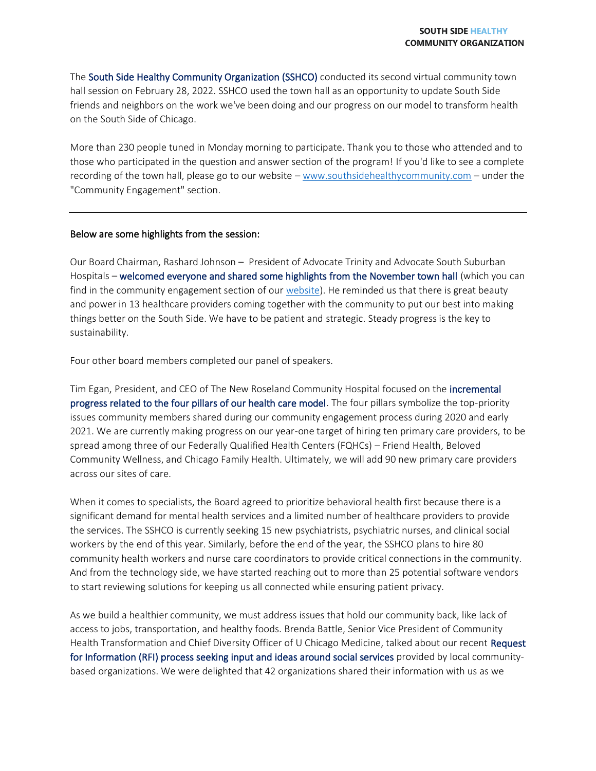The South Side Healthy Community Organization (SSHCO) conducted its second virtual community town hall session on February 28, 2022. SSHCO used the town hall as an opportunity to update South Side friends and neighbors on the work we've been doing and our progress on our model to transform health on the South Side of Chicago.

More than 230 people tuned in Monday morning to participate. Thank you to those who attended and to those who participated in the question and answer section of the program! If you'd like to see a complete recording of the town hall, please go to our website – [www.southsidehealthycommunity.com](http://www.southsidehealthycommunity.com) – under the "Community Engagement" section.

---

Below are some highlights from the session:

Our Board Chairman, Rashard Johnson – President of Advocate Trinity and Advocate South Suburban Hospitals – welcomed everyone and shared some highlights from the November town hall (which you can find in the community engagement section of our website). He reminded us that there is great beauty and power in 13 healthcare providers coming together with the community to put our best into making things better on the South Side. We have to be patient and strategic. Steady progress is the key to sustainability.

Four other board members completed our panel of speakers.

Tim Egan, President, and CEO of The New Roseland Community Hospital focused on the incremental progress related to the four pillars of our health care model. The four pillars symbolize the top-priority issues community members shared during our community engagement process during 2020 and early 2021. We are currently making progress on our year-one target of hiring ten primary care providers, to be spread among three of our Federally Qualified Health Centers (FQHCs) – Friend Health, Beloved Community Wellness, and Chicago Family Health. Ultimately, we will add 90 new primary care providers across our sites of care.

When it comes to specialists, the Board agreed to prioritize behavioral health first because there is a significant demand for mental health services and a limited number of healthcare providers to provide the services. The SSHCO is currently seeking 15 new psychiatrists, psychiatric nurses, and clinical social workers by the end of this year. Similarly, before the end of the year, the SSHCO plans to hire 80 community health workers and nurse care coordinators to provide critical connections in the community. And from the technology side, we have started reaching out to more than 25 potential software vendors to start reviewing solutions for keeping us all connected while ensuring patient privacy.

As we build a healthier community, we must address issues that hold our community back, like lack of access to jobs, transportation, and healthy foods. Brenda Battle, Senior Vice President of Community Health Transformation and Chief Diversity Officer of U Chicago Medicine, talked about our recent Request for Information (RFI) process seeking input and ideas around social services provided by local community-based organizations. We were delighted that 42 organizations shared their information with us as we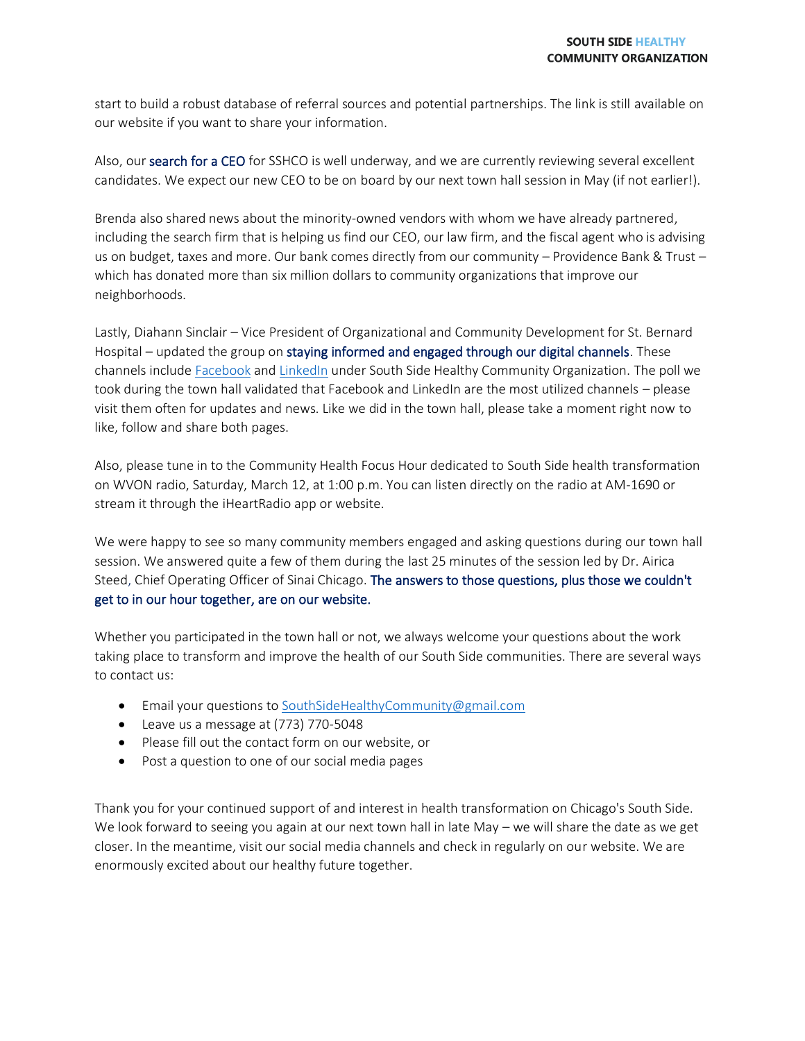start to build a robust database of referral sources and potential partnerships. The link is still available on our website if you want to share your information.

Also, our search for a CEO for SSHCO is well underway, and we are currently reviewing several excellent candidates. We expect our new CEO to be on board by our next town hall session in May (if not earlier!).

Brenda also shared news about the minority-owned vendors with whom we have already partnered, including the search firm that is helping us find our CEO, our law firm, and the fiscal agent who is advising us on budget, taxes and more. Our bank comes directly from our community – Providence Bank & Trust – which has donated more than six million dollars to community organizations that improve our neighborhoods.

Lastly, Diahann Sinclair – Vice President of Organizational and Community Development for St. Bernard Hospital – updated the group on staying informed and engaged through our digital channels. These channels include Facebook and LinkedIn under South Side Healthy Community Organization. The poll we took during the town hall validated that Facebook and LinkedIn are the most utilized channels – please visit them often for updates and news. Like we did in the town hall, please take a moment right now to like, follow and share both pages.

Also, please tune in to the Community Health Focus Hour dedicated to South Side health transformation on WVON radio, Saturday, March 12, at 1:00 p.m. You can listen directly on the radio at AM-1690 or stream it through the iHeartRadio app or website.

We were happy to see so many community members engaged and asking questions during our town hall session. We answered quite a few of them during the last 25 minutes of the session led by Dr. Airica Steed, Chief Operating Officer of Sinai Chicago. The answers to those questions, plus those we couldn't get to in our hour together, are on our website.

Whether you participated in the town hall or not, we always welcome your questions about the work taking place to transform and improve the health of our South Side communities. There are several ways to contact us:

- Email your questions to SouthSideHealthyCommunity@gmail.com
- Leave us a message at (773) 770-5048
- Please fill out the contact form on our website, or
- Post a question to one of our social media pages

Thank you for your continued support of and interest in health transformation on Chicago's South Side. We look forward to seeing you again at our next town hall in late May – we will share the date as we get closer. In the meantime, visit our social media channels and check in regularly on our website. We are enormously excited about our healthy future together.